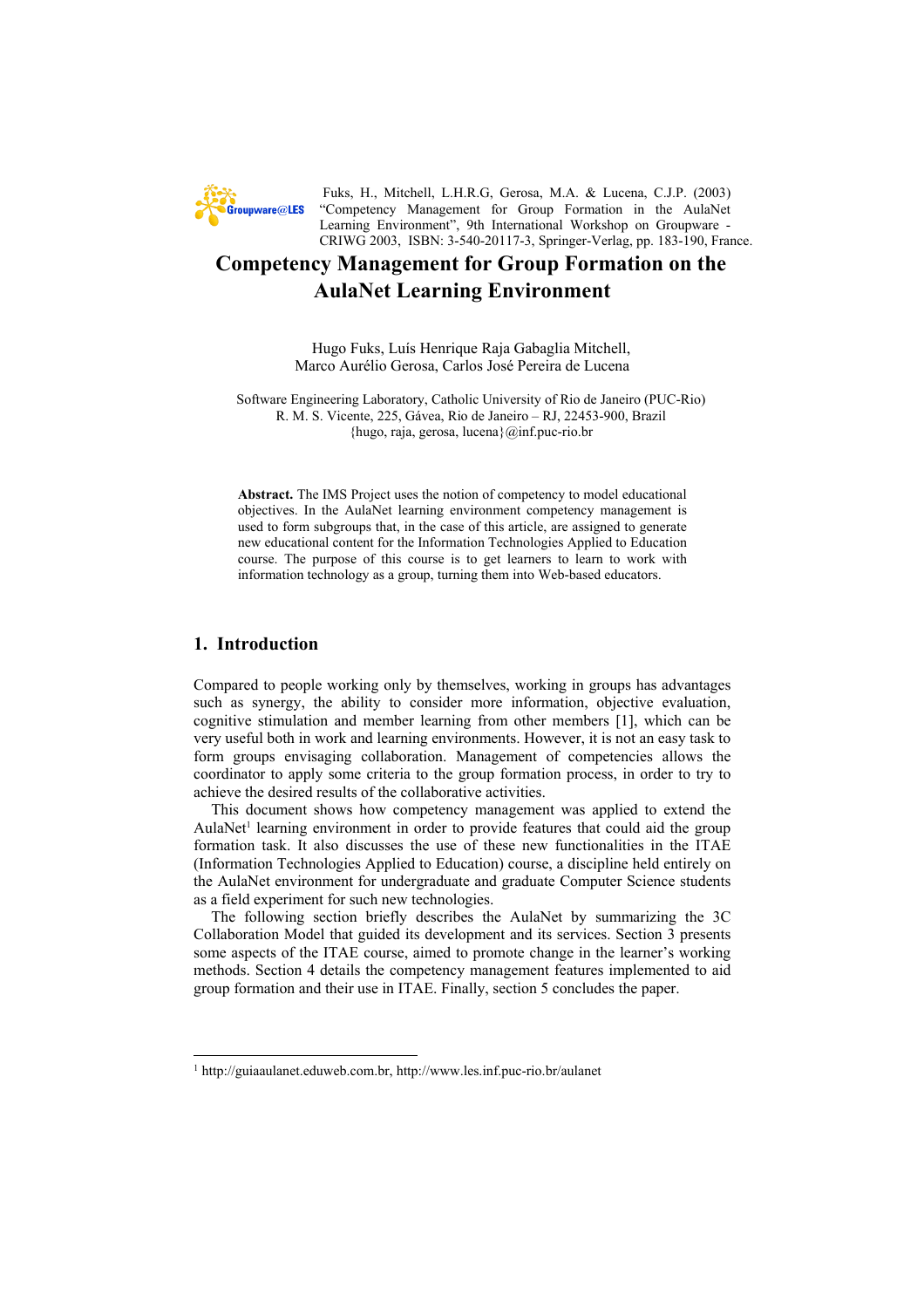Fuks, H., Mitchell, L.H.R.G, Gerosa, M.A. & Lucena, C.J.P. (2003) "Competency Management for Group Formation in the AulaNet Learning Environment", 9th International Workshop on Groupware - CRIWG 2003, ISBN: 3-540-20117-3, Springer-Verlag, pp. 183-190, France.

# Competency Management for Group Formation on the AulaNet Learning Environment

Hugo Fuks, Luís Henrique Raja Gabaglia Mitchell, Marco Aurélio Gerosa, Carlos José Pereira de Lucena

Software Engineering Laboratory, Catholic University of Rio de Janeiro (PUC-Rio)
R. M. S. Vicente, 225, Gávea, Rio de Janeiro – RJ, 22453-900, Brazil
{hugo, raja, gerosa, lucena}@inf.puc-rio.br

**Abstract.** The IMS Project uses the notion of competency to model educational objectives. In the AulaNet learning environment competency management is used to form subgroups that, in the case of this article, are assigned to generate new educational content for the Information Technologies Applied to Education course. The purpose of this course is to get learners to learn to work with information technology as a group, turning them into Web-based educators.

## 1. Introduction

Compared to people working only by themselves, working in groups has advantages such as synergy, the ability to consider more information, objective evaluation, cognitive stimulation and member learning from other members [1], which can be very useful both in work and learning environments. However, it is not an easy task to form groups envisaging collaboration. Management of competencies allows the coordinator to apply some criteria to the group formation process, in order to try to achieve the desired results of the collaborative activities.

This document shows how competency management was applied to extend the AulaNet[1] learning environment in order to provide features that could aid the group formation task. It also discusses the use of these new functionalities in the ITAE (Information Technologies Applied to Education) course, a discipline held entirely on the AulaNet environment for undergraduate and graduate Computer Science students as a field experiment for such new technologies.

The following section briefly describes the AulaNet by summarizing the 3C Collaboration Model that guided its development and its services. Section 3 presents some aspects of the ITAE course, aimed to promote change in the learner's working methods. Section 4 details the competency management features implemented to aid group formation and their use in ITAE. Finally, section 5 concludes the paper.

[1] http://guiaaulanet.eduweb.com.br, http://www.les.inf.puc-rio.br/aulanet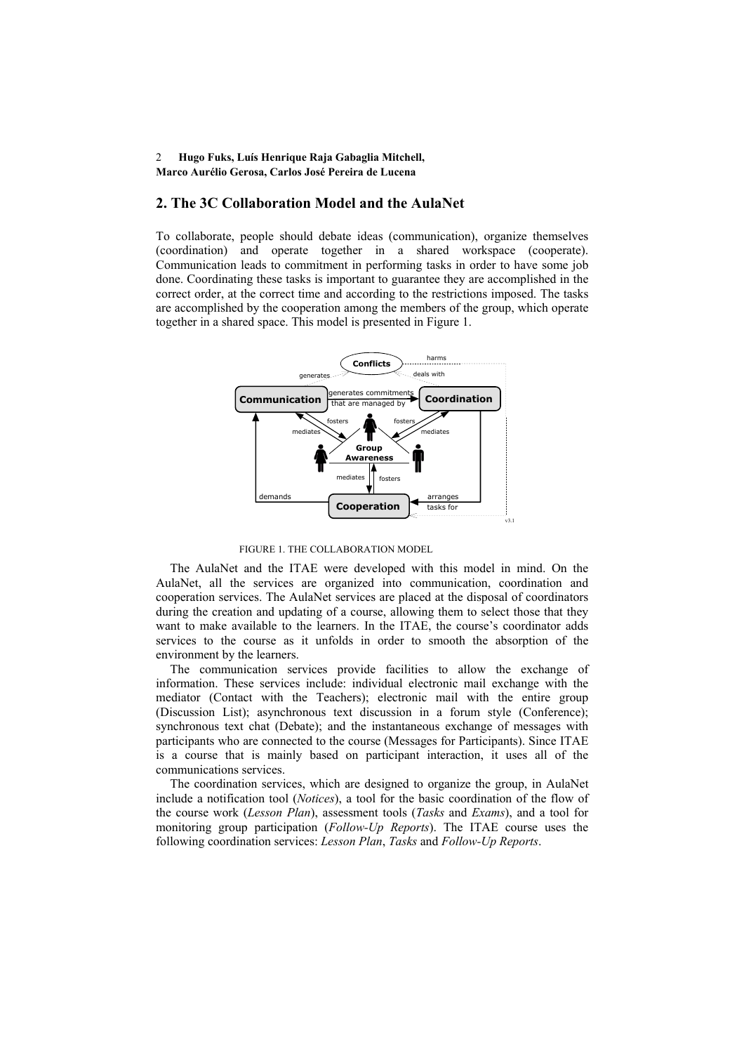## 2. The 3C Collaboration Model and the AulaNet

To collaborate, people should debate ideas (communication), organize themselves (coordination) and operate together in a shared workspace (cooperate). Communication leads to commitment in performing tasks in order to have some job done. Coordinating these tasks is important to guarantee they are accomplished in the correct order, at the correct time and according to the restrictions imposed. The tasks are accomplished by the cooperation among the members of the group, which operate together in a shared space. This model is presented in Figure 1.

Conflicts
harms
generates
deals with
Communication
generates commitments that are managed by
Coordination
fosters
fosters
mediates
mediates
Group Awareness
mediates
fosters
demands
Cooperation
arranges tasks for
v3.1

FIGURE 1. THE COLLABORATION MODEL

The AulaNet and the ITAE were developed with this model in mind. On the AulaNet, all the services are organized into communication, coordination and cooperation services. The AulaNet services are placed at the disposal of coordinators during the creation and updating of a course, allowing them to select those that they want to make available to the learners. In the ITAE, the course's coordinator adds services to the course as it unfolds in order to smooth the absorption of the environment by the learners.

The communication services provide facilities to allow the exchange of information. These services include: individual electronic mail exchange with the mediator (Contact with the Teachers); electronic mail with the entire group (Discussion List); asynchronous text discussion in a forum style (Conference); synchronous text chat (Debate); and the instantaneous exchange of messages with participants who are connected to the course (Messages for Participants). Since ITAE is a course that is mainly based on participant interaction, it uses all of the communications services.

The coordination services, which are designed to organize the group, in AulaNet include a notification tool (*Notices*), a tool for the basic coordination of the flow of the course work (*Lesson Plan*), assessment tools (*Tasks* and *Exams*), and a tool for monitoring group participation (*Follow-Up Reports*). The ITAE course uses the following coordination services: *Lesson Plan*, *Tasks* and *Follow-Up Reports*.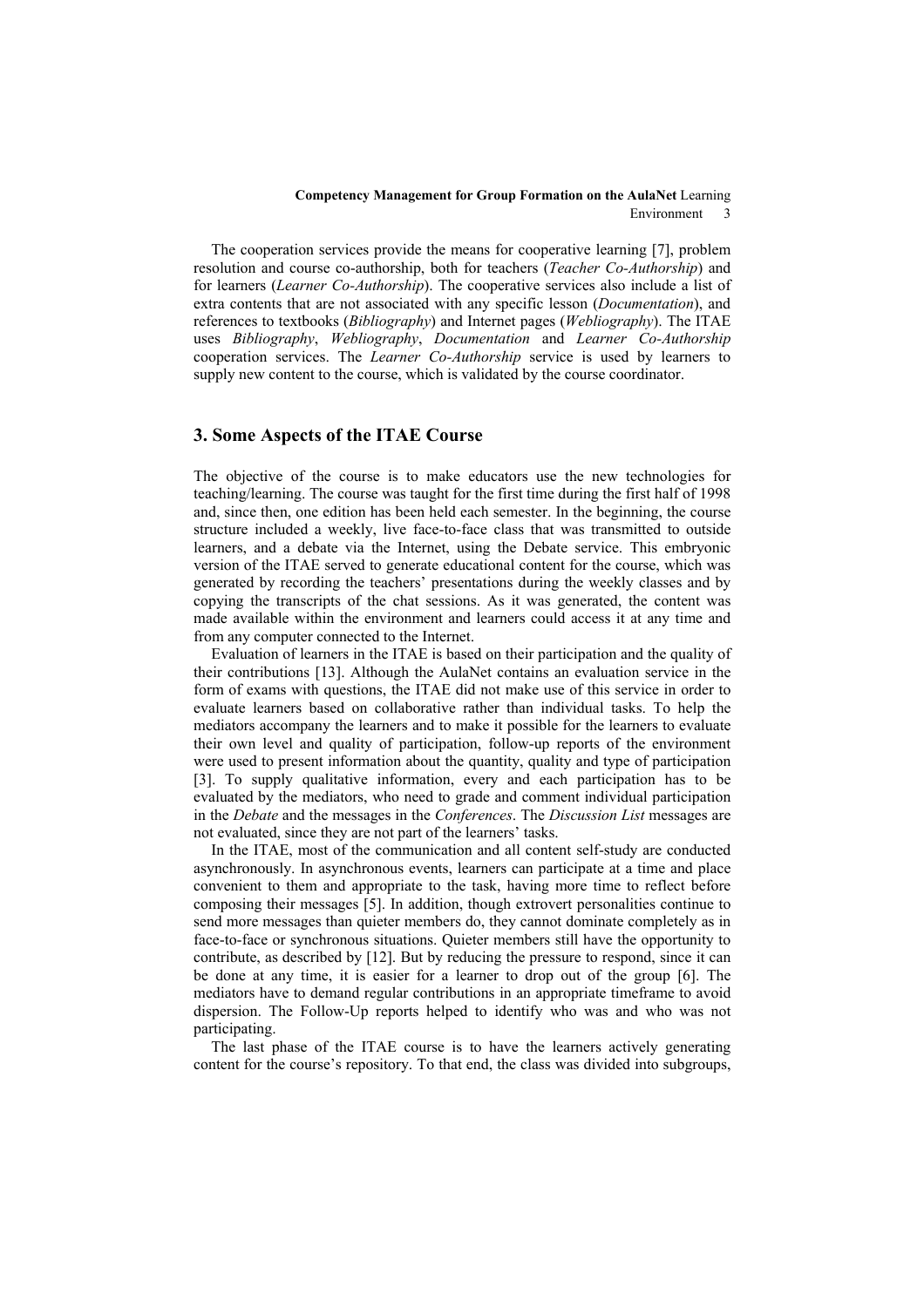The cooperation services provide the means for cooperative learning [7], problem resolution and course co-authorship, both for teachers (*Teacher Co-Authorship*) and for learners (*Learner Co-Authorship*). The cooperative services also include a list of extra contents that are not associated with any specific lesson (*Documentation*), and references to textbooks (*Bibliography*) and Internet pages (*Webliography*). The ITAE uses *Bibliography*, *Webliography*, *Documentation* and *Learner Co-Authorship* cooperation services. The *Learner Co-Authorship* service is used by learners to supply new content to the course, which is validated by the course coordinator.

## 3. Some Aspects of the ITAE Course

The objective of the course is to make educators use the new technologies for teaching/learning. The course was taught for the first time during the first half of 1998 and, since then, one edition has been held each semester. In the beginning, the course structure included a weekly, live face-to-face class that was transmitted to outside learners, and a debate via the Internet, using the Debate service. This embryonic version of the ITAE served to generate educational content for the course, which was generated by recording the teachers' presentations during the weekly classes and by copying the transcripts of the chat sessions. As it was generated, the content was made available within the environment and learners could access it at any time and from any computer connected to the Internet.

Evaluation of learners in the ITAE is based on their participation and the quality of their contributions [13]. Although the AulaNet contains an evaluation service in the form of exams with questions, the ITAE did not make use of this service in order to evaluate learners based on collaborative rather than individual tasks. To help the mediators accompany the learners and to make it possible for the learners to evaluate their own level and quality of participation, follow-up reports of the environment were used to present information about the quantity, quality and type of participation [3]. To supply qualitative information, every and each participation has to be evaluated by the mediators, who need to grade and comment individual participation in the *Debate* and the messages in the *Conferences*. The *Discussion List* messages are not evaluated, since they are not part of the learners' tasks.

In the ITAE, most of the communication and all content self-study are conducted asynchronously. In asynchronous events, learners can participate at a time and place convenient to them and appropriate to the task, having more time to reflect before composing their messages [5]. In addition, though extrovert personalities continue to send more messages than quieter members do, they cannot dominate completely as in face-to-face or synchronous situations. Quieter members still have the opportunity to contribute, as described by [12]. But by reducing the pressure to respond, since it can be done at any time, it is easier for a learner to drop out of the group [6]. The mediators have to demand regular contributions in an appropriate timeframe to avoid dispersion. The Follow-Up reports helped to identify who was and who was not participating.

The last phase of the ITAE course is to have the learners actively generating content for the course's repository. To that end, the class was divided into subgroups,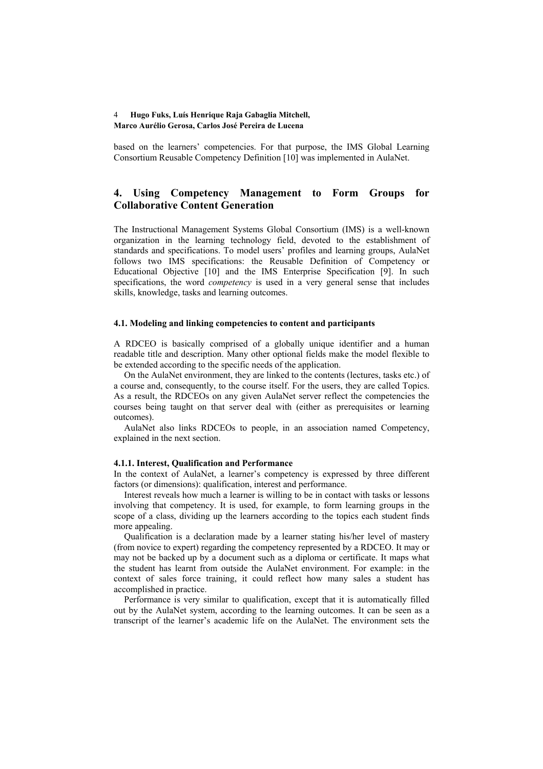based on the learners' competencies. For that purpose, the IMS Global Learning Consortium Reusable Competency Definition [10] was implemented in AulaNet.

## 4. Using Competency Management to Form Groups for Collaborative Content Generation

The Instructional Management Systems Global Consortium (IMS) is a well-known organization in the learning technology field, devoted to the establishment of standards and specifications. To model users' profiles and learning groups, AulaNet follows two IMS specifications: the Reusable Definition of Competency or Educational Objective [10] and the IMS Enterprise Specification [9]. In such specifications, the word *competency* is used in a very general sense that includes skills, knowledge, tasks and learning outcomes.

### 4.1. Modeling and linking competencies to content and participants

A RDCEO is basically comprised of a globally unique identifier and a human readable title and description. Many other optional fields make the model flexible to be extended according to the specific needs of the application.

On the AulaNet environment, they are linked to the contents (lectures, tasks etc.) of a course and, consequently, to the course itself. For the users, they are called Topics. As a result, the RDCEOs on any given AulaNet server reflect the competencies the courses being taught on that server deal with (either as prerequisites or learning outcomes).

AulaNet also links RDCEOs to people, in an association named Competency, explained in the next section.

#### 4.1.1. Interest, Qualification and Performance

In the context of AulaNet, a learner's competency is expressed by three different factors (or dimensions): qualification, interest and performance.

Interest reveals how much a learner is willing to be in contact with tasks or lessons involving that competency. It is used, for example, to form learning groups in the scope of a class, dividing up the learners according to the topics each student finds more appealing.

Qualification is a declaration made by a learner stating his/her level of mastery (from novice to expert) regarding the competency represented by a RDCEO. It may or may not be backed up by a document such as a diploma or certificate. It maps what the student has learnt from outside the AulaNet environment. For example: in the context of sales force training, it could reflect how many sales a student has accomplished in practice.

Performance is very similar to qualification, except that it is automatically filled out by the AulaNet system, according to the learning outcomes. It can be seen as a transcript of the learner's academic life on the AulaNet. The environment sets the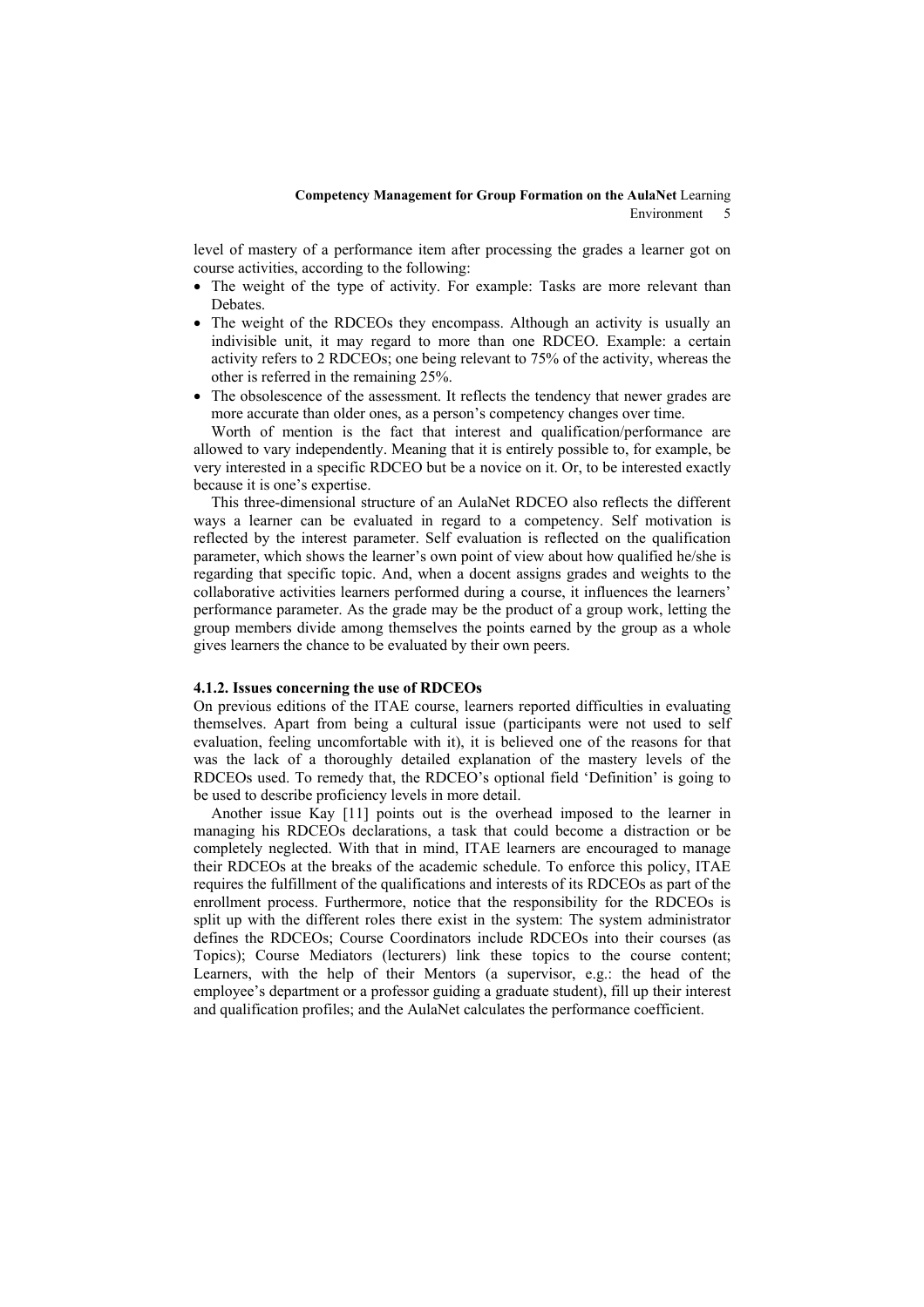level of mastery of a performance item after processing the grades a learner got on course activities, according to the following:

- The weight of the type of activity. For example: Tasks are more relevant than Debates.
- The weight of the RDCEOs they encompass. Although an activity is usually an indivisible unit, it may regard to more than one RDCEO. Example: a certain activity refers to 2 RDCEOs; one being relevant to 75% of the activity, whereas the other is referred in the remaining 25%.
- The obsolescence of the assessment. It reflects the tendency that newer grades are more accurate than older ones, as a person's competency changes over time.

Worth of mention is the fact that interest and qualification/performance are allowed to vary independently. Meaning that it is entirely possible to, for example, be very interested in a specific RDCEO but be a novice on it. Or, to be interested exactly because it is one's expertise.

This three-dimensional structure of an AulaNet RDCEO also reflects the different ways a learner can be evaluated in regard to a competency. Self motivation is reflected by the interest parameter. Self evaluation is reflected on the qualification parameter, which shows the learner's own point of view about how qualified he/she is regarding that specific topic. And, when a docent assigns grades and weights to the collaborative activities learners performed during a course, it influences the learners' performance parameter. As the grade may be the product of a group work, letting the group members divide among themselves the points earned by the group as a whole gives learners the chance to be evaluated by their own peers.

#### 4.1.2. Issues concerning the use of RDCEOs

On previous editions of the ITAE course, learners reported difficulties in evaluating themselves. Apart from being a cultural issue (participants were not used to self evaluation, feeling uncomfortable with it), it is believed one of the reasons for that was the lack of a thoroughly detailed explanation of the mastery levels of the RDCEOs used. To remedy that, the RDCEO's optional field 'Definition' is going to be used to describe proficiency levels in more detail.

Another issue Kay [11] points out is the overhead imposed to the learner in managing his RDCEOs declarations, a task that could become a distraction or be completely neglected. With that in mind, ITAE learners are encouraged to manage their RDCEOs at the breaks of the academic schedule. To enforce this policy, ITAE requires the fulfillment of the qualifications and interests of its RDCEOs as part of the enrollment process. Furthermore, notice that the responsibility for the RDCEOs is split up with the different roles there exist in the system: The system administrator defines the RDCEOs; Course Coordinators include RDCEOs into their courses (as Topics); Course Mediators (lecturers) link these topics to the course content; Learners, with the help of their Mentors (a supervisor, e.g.: the head of the employee's department or a professor guiding a graduate student), fill up their interest and qualification profiles; and the AulaNet calculates the performance coefficient.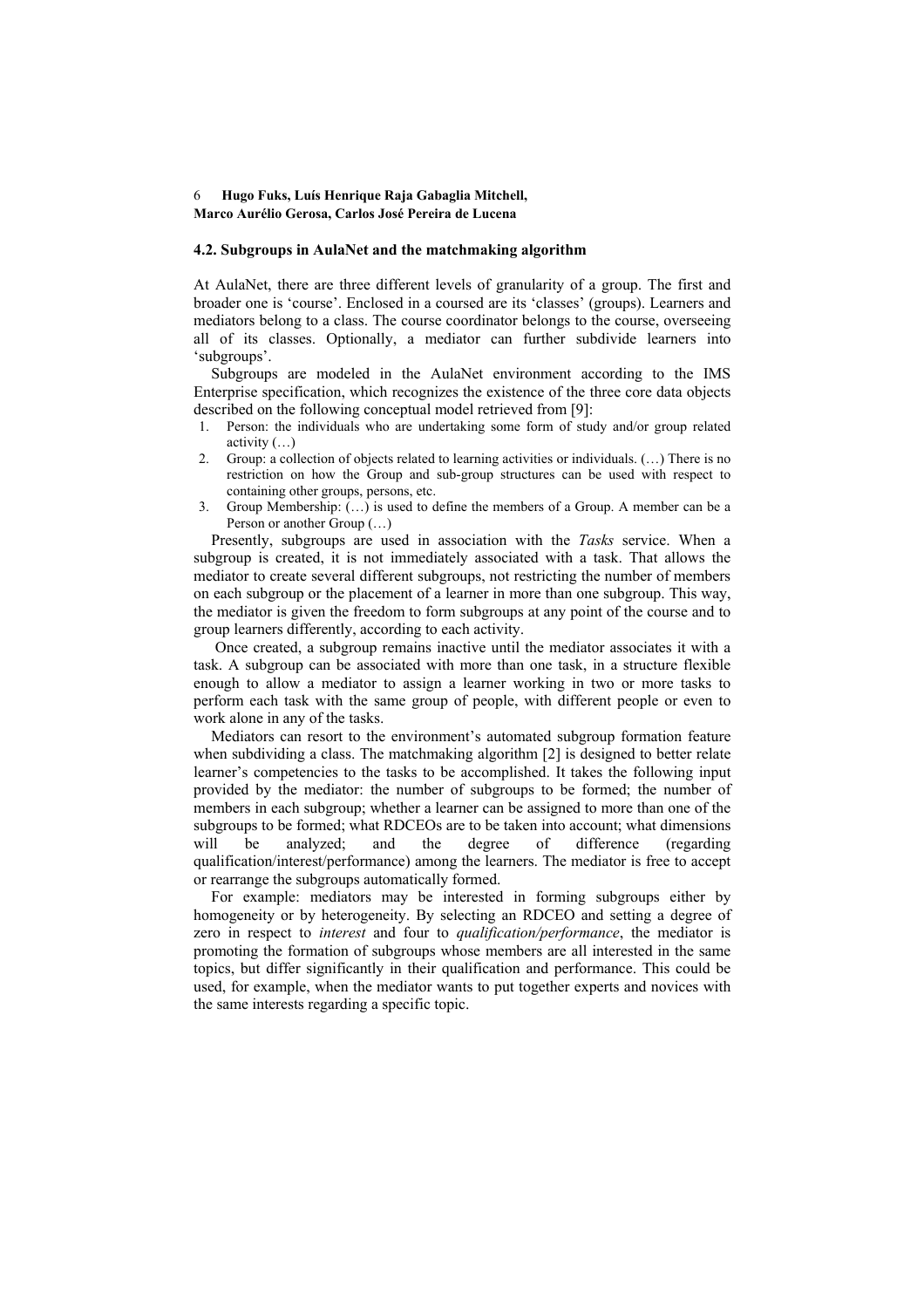### 4.2. Subgroups in AulaNet and the matchmaking algorithm

At AulaNet, there are three different levels of granularity of a group. The first and broader one is 'course'. Enclosed in a coursed are its 'classes' (groups). Learners and mediators belong to a class. The course coordinator belongs to the course, overseeing all of its classes. Optionally, a mediator can further subdivide learners into 'subgroups'.

Subgroups are modeled in the AulaNet environment according to the IMS Enterprise specification, which recognizes the existence of the three core data objects described on the following conceptual model retrieved from [9]:

1. Person: the individuals who are undertaking some form of study and/or group related activity (…)
2. Group: a collection of objects related to learning activities or individuals. (…) There is no restriction on how the Group and sub-group structures can be used with respect to containing other groups, persons, etc.
3. Group Membership: (…) is used to define the members of a Group. A member can be a Person or another Group (…)

Presently, subgroups are used in association with the *Tasks* service. When a subgroup is created, it is not immediately associated with a task. That allows the mediator to create several different subgroups, not restricting the number of members on each subgroup or the placement of a learner in more than one subgroup. This way, the mediator is given the freedom to form subgroups at any point of the course and to group learners differently, according to each activity.

Once created, a subgroup remains inactive until the mediator associates it with a task. A subgroup can be associated with more than one task, in a structure flexible enough to allow a mediator to assign a learner working in two or more tasks to perform each task with the same group of people, with different people or even to work alone in any of the tasks.

Mediators can resort to the environment's automated subgroup formation feature when subdividing a class. The matchmaking algorithm [2] is designed to better relate learner's competencies to the tasks to be accomplished. It takes the following input provided by the mediator: the number of subgroups to be formed; the number of members in each subgroup; whether a learner can be assigned to more than one of the subgroups to be formed; what RDCEOs are to be taken into account; what dimensions will be analyzed; and the degree of difference (regarding qualification/interest/performance) among the learners. The mediator is free to accept or rearrange the subgroups automatically formed.

For example: mediators may be interested in forming subgroups either by homogeneity or by heterogeneity. By selecting an RDCEO and setting a degree of zero in respect to *interest* and four to *qualification/performance*, the mediator is promoting the formation of subgroups whose members are all interested in the same topics, but differ significantly in their qualification and performance. This could be used, for example, when the mediator wants to put together experts and novices with the same interests regarding a specific topic.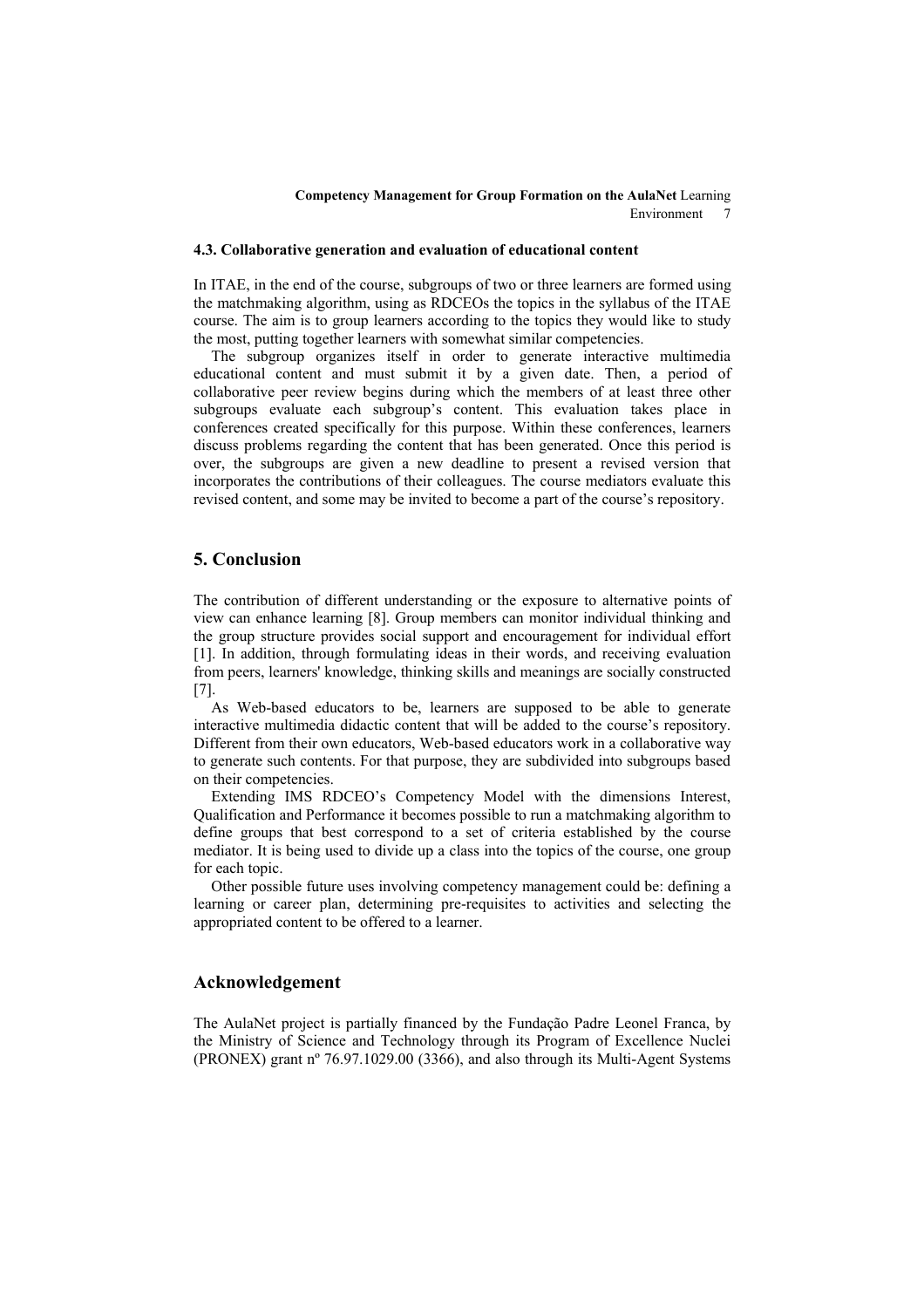### 4.3. Collaborative generation and evaluation of educational content

In ITAE, in the end of the course, subgroups of two or three learners are formed using the matchmaking algorithm, using as RDCEOs the topics in the syllabus of the ITAE course. The aim is to group learners according to the topics they would like to study the most, putting together learners with somewhat similar competencies.

The subgroup organizes itself in order to generate interactive multimedia educational content and must submit it by a given date. Then, a period of collaborative peer review begins during which the members of at least three other subgroups evaluate each subgroup's content. This evaluation takes place in conferences created specifically for this purpose. Within these conferences, learners discuss problems regarding the content that has been generated. Once this period is over, the subgroups are given a new deadline to present a revised version that incorporates the contributions of their colleagues. The course mediators evaluate this revised content, and some may be invited to become a part of the course's repository.

## 5. Conclusion

The contribution of different understanding or the exposure to alternative points of view can enhance learning [8]. Group members can monitor individual thinking and the group structure provides social support and encouragement for individual effort [1]. In addition, through formulating ideas in their words, and receiving evaluation from peers, learners' knowledge, thinking skills and meanings are socially constructed [7].

As Web-based educators to be, learners are supposed to be able to generate interactive multimedia didactic content that will be added to the course's repository. Different from their own educators, Web-based educators work in a collaborative way to generate such contents. For that purpose, they are subdivided into subgroups based on their competencies.

Extending IMS RDCEO's Competency Model with the dimensions Interest, Qualification and Performance it becomes possible to run a matchmaking algorithm to define groups that best correspond to a set of criteria established by the course mediator. It is being used to divide up a class into the topics of the course, one group for each topic.

Other possible future uses involving competency management could be: defining a learning or career plan, determining pre-requisites to activities and selecting the appropriated content to be offered to a learner.

## Acknowledgement

The AulaNet project is partially financed by the Fundação Padre Leonel Franca, by the Ministry of Science and Technology through its Program of Excellence Nuclei (PRONEX) grant nº 76.97.1029.00 (3366), and also through its Multi-Agent Systems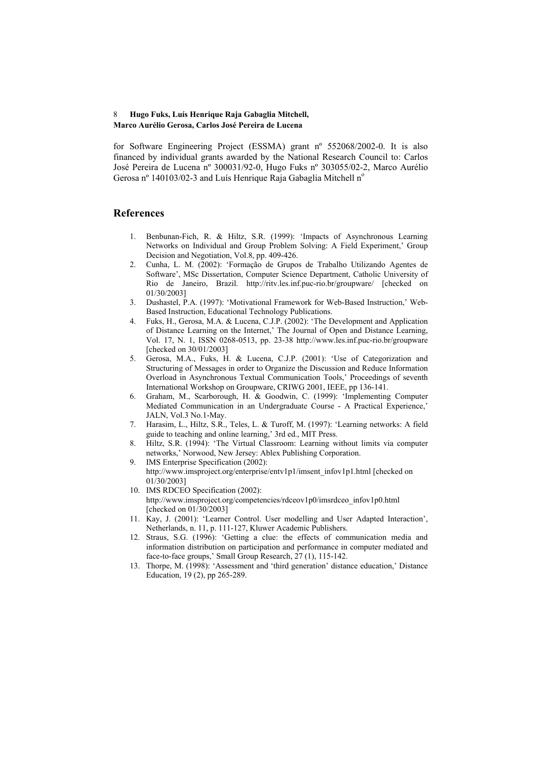for Software Engineering Project (ESSMA) grant nº 552068/2002-0. It is also financed by individual grants awarded by the National Research Council to: Carlos José Pereira de Lucena nº 300031/92-0, Hugo Fuks nº 303055/02-2, Marco Aurélio Gerosa nº 140103/02-3 and Luís Henrique Raja Gabaglia Mitchell nº

## References

1. Benbunan-Fich, R. & Hiltz, S.R. (1999): 'Impacts of Asynchronous Learning Networks on Individual and Group Problem Solving: A Field Experiment,' Group Decision and Negotiation, Vol.8, pp. 409-426.
2. Cunha, L. M. (2002): 'Formação de Grupos de Trabalho Utilizando Agentes de Software', MSc Dissertation, Computer Science Department, Catholic University of Rio de Janeiro, Brazil. http://ritv.les.inf.puc-rio.br/groupware/ [checked on 01/30/2003]
3. Dushastel, P.A. (1997): 'Motivational Framework for Web-Based Instruction,' Web-Based Instruction, Educational Technology Publications.
4. Fuks, H., Gerosa, M.A. & Lucena, C.J.P. (2002): 'The Development and Application of Distance Learning on the Internet,' The Journal of Open and Distance Learning, Vol. 17, N. 1, ISSN 0268-0513, pp. 23-38 http://www.les.inf.puc-rio.br/groupware [checked on 30/01/2003]
5. Gerosa, M.A., Fuks, H. & Lucena, C.J.P. (2001): 'Use of Categorization and Structuring of Messages in order to Organize the Discussion and Reduce Information Overload in Asynchronous Textual Communication Tools,' Proceedings of seventh International Workshop on Groupware, CRIWG 2001, IEEE, pp 136-141.
6. Graham, M., Scarborough, H. & Goodwin, C. (1999): 'Implementing Computer Mediated Communication in an Undergraduate Course - A Practical Experience,' JALN, Vol.3 No.1-May.
7. Harasim, L., Hiltz, S.R., Teles, L. & Turoff, M. (1997): 'Learning networks: A field guide to teaching and online learning,' 3rd ed., MIT Press.
8. Hiltz, S.R. (1994): 'The Virtual Classroom: Learning without limits via computer networks,' Norwood, New Jersey: Ablex Publishing Corporation.
9. IMS Enterprise Specification (2002): http://www.imsproject.org/enterprise/entv1p1/imsent_infov1p1.html [checked on 01/30/2003]
10. IMS RDCEO Specification (2002): http://www.imsproject.org/competencies/rdceov1p0/imsrdceo_infov1p0.html [checked on 01/30/2003]
11. Kay, J. (2001): 'Learner Control. User modelling and User Adapted Interaction', Netherlands, n. 11, p. 111-127, Kluwer Academic Publishers.
12. Straus, S.G. (1996): 'Getting a clue: the effects of communication media and information distribution on participation and performance in computer mediated and face-to-face groups,' Small Group Research, 27 (1), 115-142.
13. Thorpe, M. (1998): 'Assessment and 'third generation' distance education,' Distance Education, 19 (2), pp 265-289.